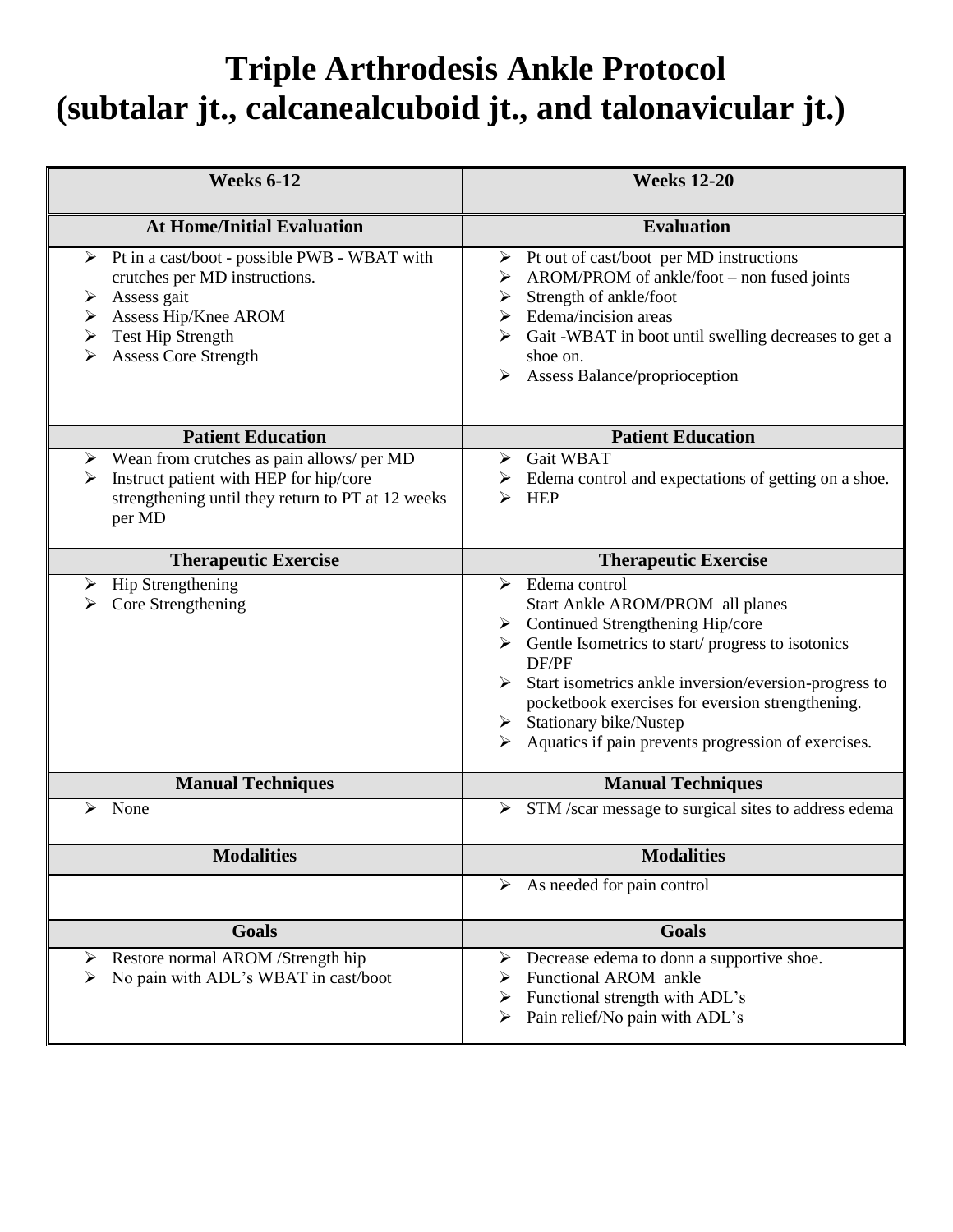# Triple Arthrodesis Ankle Protocol
# (subtalar jt., calcanealcuboid jt., and talonavicular jt.)

| Weeks 6-12 | Weeks 12-20 |
|---|---|
| **At Home/Initial Evaluation** | **Evaluation** |
| ➢ Pt in a cast/boot - possible PWB - WBAT with crutches per MD instructions.<br>➢ Assess gait<br>➢ Assess Hip/Knee AROM<br>➢ Test Hip Strength<br>➢ Assess Core Strength | ➢ Pt out of cast/boot per MD instructions<br>➢ AROM/PROM of ankle/foot – non fused joints<br>➢ Strength of ankle/foot<br>➢ Edema/incision areas<br>➢ Gait -WBAT in boot until swelling decreases to get a shoe on.<br>➢ Assess Balance/proprioception |
| **Patient Education** | **Patient Education** |
| ➢ Wean from crutches as pain allows/ per MD<br>➢ Instruct patient with HEP for hip/core strengthening until they return to PT at 12 weeks per MD | ➢ Gait WBAT<br>➢ Edema control and expectations of getting on a shoe.<br>➢ HEP |
| **Therapeutic Exercise** | **Therapeutic Exercise** |
| ➢ Hip Strengthening<br>➢ Core Strengthening | ➢ Edema control<br>Start Ankle AROM/PROM all planes<br>➢ Continued Strengthening Hip/core<br>➢ Gentle Isometrics to start/ progress to isotonics DF/PF<br>➢ Start isometrics ankle inversion/eversion-progress to pocketbook exercises for eversion strengthening.<br>➢ Stationary bike/Nustep<br>➢ Aquatics if pain prevents progression of exercises. |
| **Manual Techniques** | **Manual Techniques** |
| ➢ None | ➢ STM /scar message to surgical sites to address edema |
| **Modalities** | **Modalities** |
| | ➢ As needed for pain control |
| **Goals** | **Goals** |
| ➢ Restore normal AROM /Strength hip<br>➢ No pain with ADL's WBAT in cast/boot | ➢ Decrease edema to donn a supportive shoe.<br>➢ Functional AROM ankle<br>➢ Functional strength with ADL's<br>➢ Pain relief/No pain with ADL's |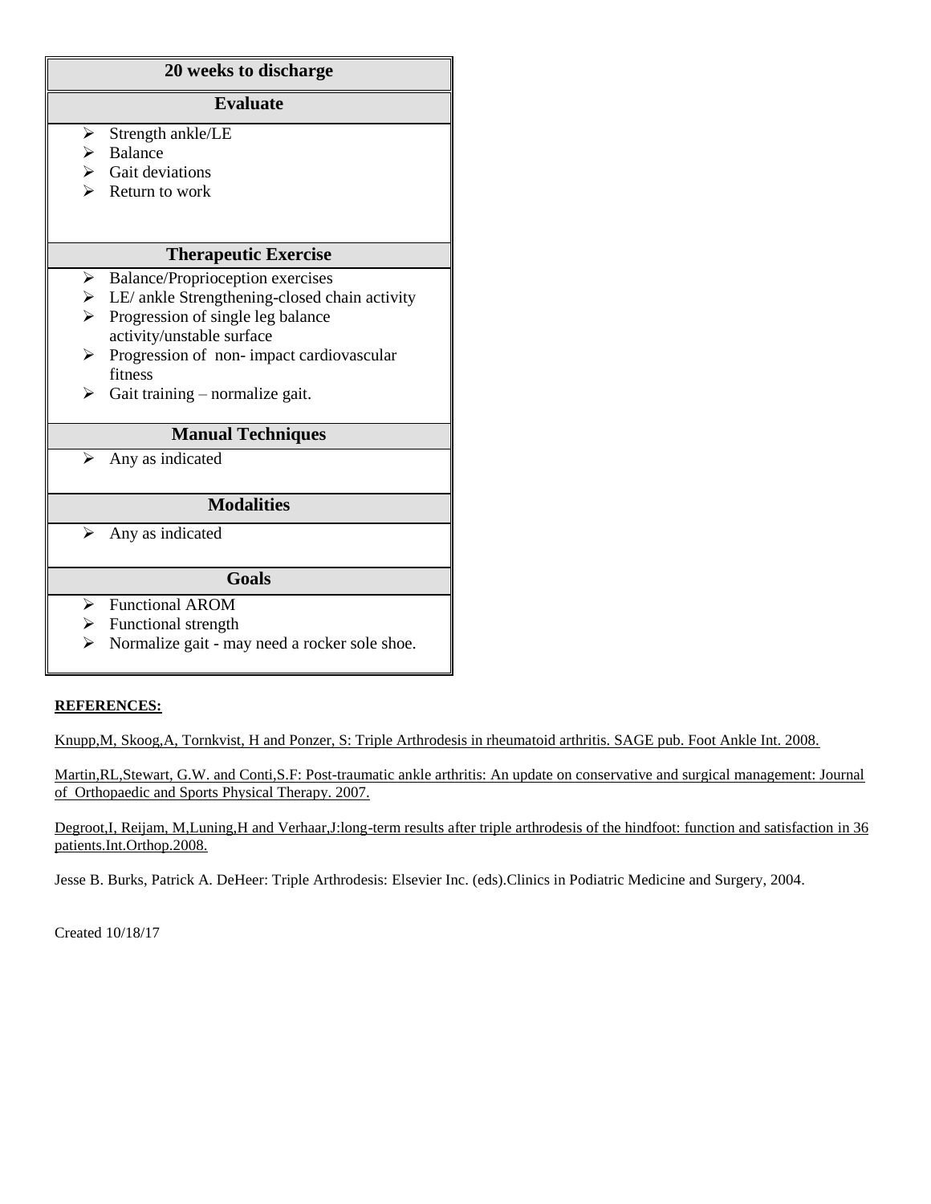| 20 weeks to discharge |
|---|
| **Evaluate** |
| ➢ Strength ankle/LE<br>➢ Balance<br>➢ Gait deviations<br>➢ Return to work |
| **Therapeutic Exercise** |
| ➢ Balance/Proprioception exercises<br>➢ LE/ ankle Strengthening-closed chain activity<br>➢ Progression of single leg balance activity/unstable surface<br>➢ Progression of non- impact cardiovascular fitness<br>➢ Gait training – normalize gait. |
| **Manual Techniques** |
| ➢ Any as indicated |
| **Modalities** |
| ➢ Any as indicated |
| **Goals** |
| ➢ Functional AROM<br>➢ Functional strength<br>➢ Normalize gait - may need a rocker sole shoe. |

**REFERENCES:**

Knupp,M, Skoog,A, Tornkvist, H and Ponzer, S: Triple Arthrodesis in rheumatoid arthritis. SAGE pub. Foot Ankle Int. 2008.

Martin,RL,Stewart, G.W. and Conti,S.F: Post-traumatic ankle arthritis: An update on conservative and surgical management: Journal of Orthopaedic and Sports Physical Therapy. 2007.

Degroot,I, Reijam, M,Luning,H and Verhaar,J:long-term results after triple arthrodesis of the hindfoot: function and satisfaction in 36 patients.Int.Orthop.2008.

Jesse B. Burks, Patrick A. DeHeer: Triple Arthrodesis: Elsevier Inc. (eds).Clinics in Podiatric Medicine and Surgery, 2004.

Created 10/18/17